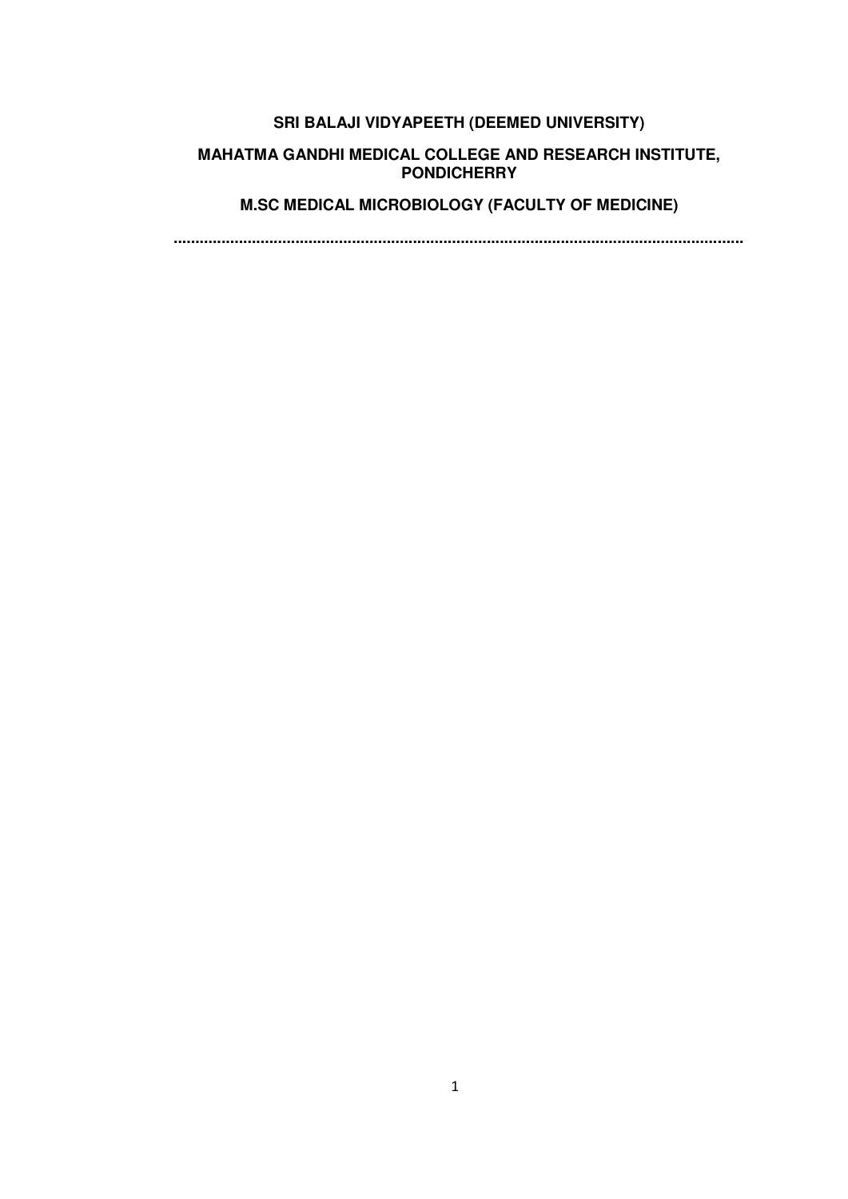**SRI BALAJI VIDYAPEETH (DEEMED UNIVERSITY)**

**MAHATMA GANDHI MEDICAL COLLEGE AND RESEARCH INSTITUTE, PONDICHERRY**

**M.SC MEDICAL MICROBIOLOGY (FACULTY OF MEDICINE)**

**.............................................................................................................................**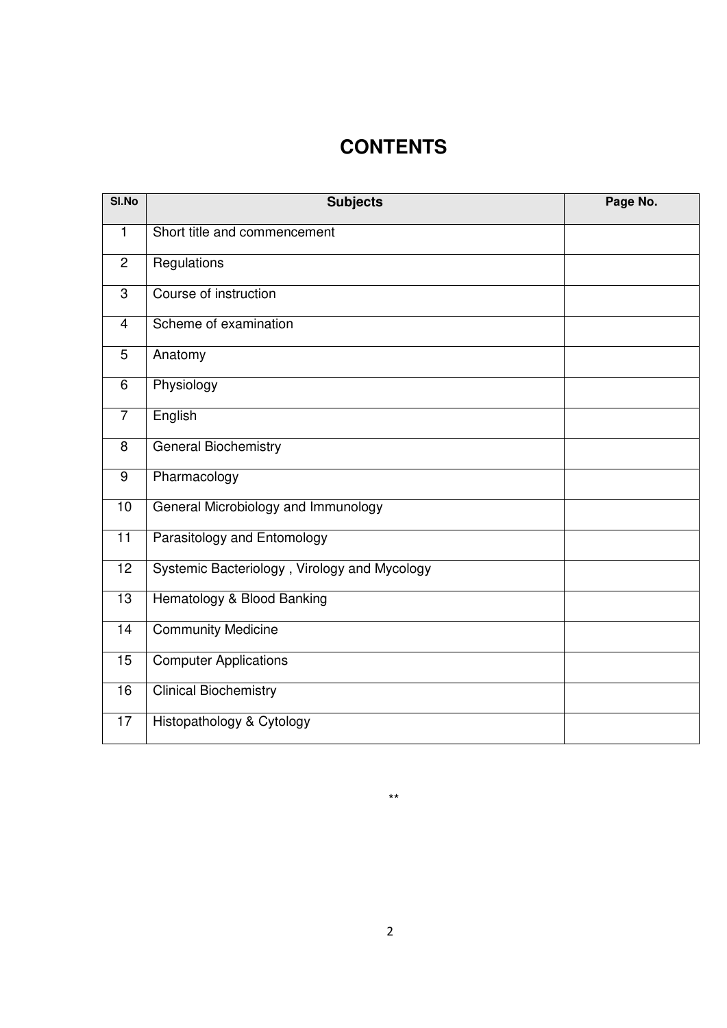# CONTENTS

| Sl.No | Subjects | Page No. |
|---|---|---|
| 1 | Short title and commencement | |
| 2 | Regulations | |
| 3 | Course of instruction | |
| 4 | Scheme of examination | |
| 5 | Anatomy | |
| 6 | Physiology | |
| 7 | English | |
| 8 | General Biochemistry | |
| 9 | Pharmacology | |
| 10 | General Microbiology and Immunology | |
| 11 | Parasitology and Entomology | |
| 12 | Systemic Bacteriology , Virology and Mycology | |
| 13 | Hematology & Blood Banking | |
| 14 | Community Medicine | |
| 15 | Computer Applications | |
| 16 | Clinical Biochemistry | |
| 17 | Histopathology & Cytology | |

**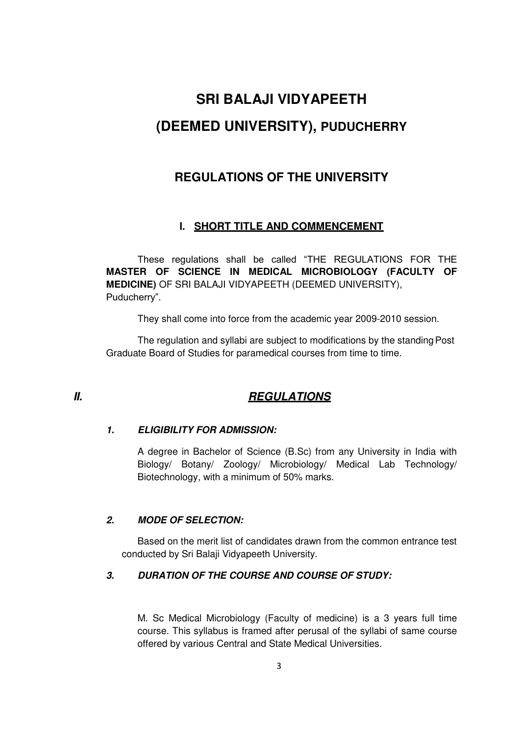# SRI BALAJI VIDYAPEETH

# (DEEMED UNIVERSITY), PUDUCHERRY

## REGULATIONS OF THE UNIVERSITY

### I. SHORT TITLE AND COMMENCEMENT

These regulations shall be called "THE REGULATIONS FOR THE **MASTER OF SCIENCE IN MEDICAL MICROBIOLOGY (FACULTY OF MEDICINE)** OF SRI BALAJI VIDYAPEETH (DEEMED UNIVERSITY), Puducherry".

They shall come into force from the academic year 2009-2010 session.

The regulation and syllabi are subject to modifications by the standing Post Graduate Board of Studies for paramedical courses from time to time.

## *II. REGULATIONS*

### *1. ELIGIBILITY FOR ADMISSION:*

A degree in Bachelor of Science (B.Sc) from any University in India with Biology/ Botany/ Zoology/ Microbiology/ Medical Lab Technology/ Biotechnology, with a minimum of 50% marks.

### *2. MODE OF SELECTION:*

Based on the merit list of candidates drawn from the common entrance test conducted by Sri Balaji Vidyapeeth University.

### *3. DURATION OF THE COURSE AND COURSE OF STUDY:*

M. Sc Medical Microbiology (Faculty of medicine) is a 3 years full time course. This syllabus is framed after perusal of the syllabi of same course offered by various Central and State Medical Universities.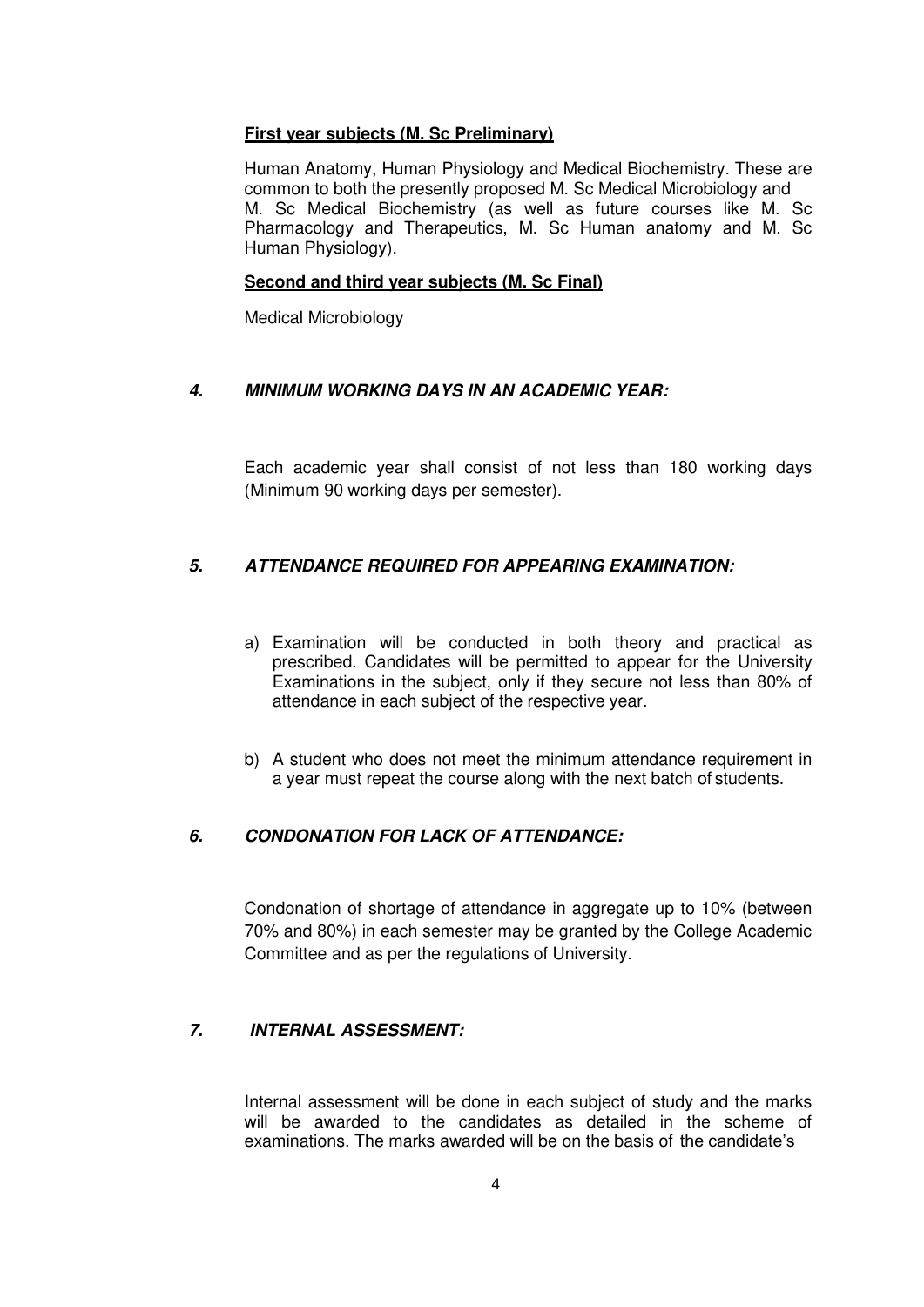**First year subjects (M. Sc Preliminary)**

Human Anatomy, Human Physiology and Medical Biochemistry. These are common to both the presently proposed M. Sc Medical Microbiology and M. Sc Medical Biochemistry (as well as future courses like M. Sc Pharmacology and Therapeutics, M. Sc Human anatomy and M. Sc Human Physiology).

**Second and third year subjects (M. Sc Final)**

Medical Microbiology

## *4. MINIMUM WORKING DAYS IN AN ACADEMIC YEAR:*

Each academic year shall consist of not less than 180 working days (Minimum 90 working days per semester).

## *5. ATTENDANCE REQUIRED FOR APPEARING EXAMINATION:*

a) Examination will be conducted in both theory and practical as prescribed. Candidates will be permitted to appear for the University Examinations in the subject, only if they secure not less than 80% of attendance in each subject of the respective year.

b) A student who does not meet the minimum attendance requirement in a year must repeat the course along with the next batch of students.

## *6. CONDONATION FOR LACK OF ATTENDANCE:*

Condonation of shortage of attendance in aggregate up to 10% (between 70% and 80%) in each semester may be granted by the College Academic Committee and as per the regulations of University.

## *7. INTERNAL ASSESSMENT:*

Internal assessment will be done in each subject of study and the marks will be awarded to the candidates as detailed in the scheme of examinations. The marks awarded will be on the basis of the candidate's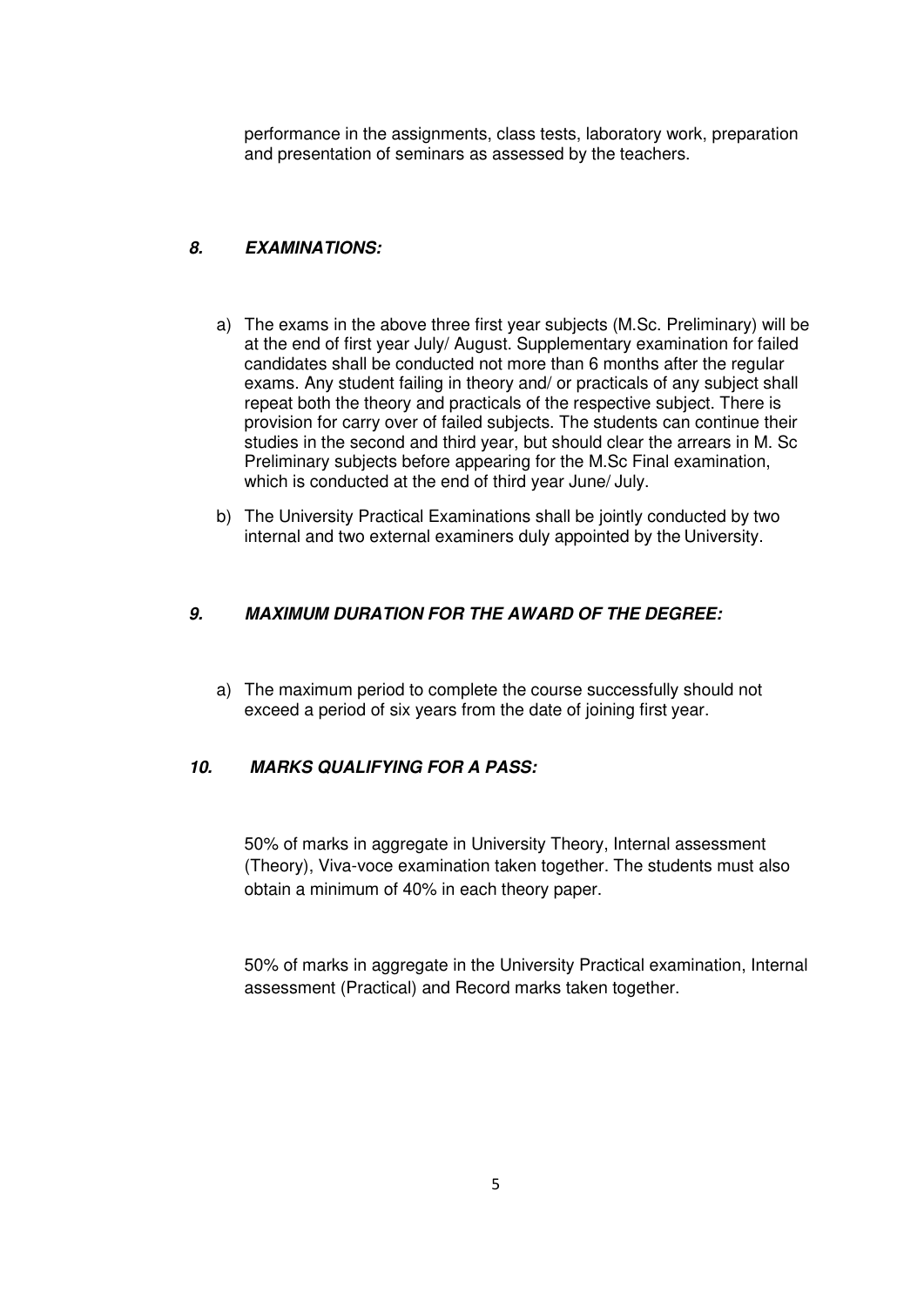performance in the assignments, class tests, laboratory work, preparation and presentation of seminars as assessed by the teachers.

## *8. EXAMINATIONS:*

a) The exams in the above three first year subjects (M.Sc. Preliminary) will be at the end of first year July/ August. Supplementary examination for failed candidates shall be conducted not more than 6 months after the regular exams. Any student failing in theory and/ or practicals of any subject shall repeat both the theory and practicals of the respective subject. There is provision for carry over of failed subjects. The students can continue their studies in the second and third year, but should clear the arrears in M. Sc Preliminary subjects before appearing for the M.Sc Final examination, which is conducted at the end of third year June/ July.

b) The University Practical Examinations shall be jointly conducted by two internal and two external examiners duly appointed by the University.

## *9. MAXIMUM DURATION FOR THE AWARD OF THE DEGREE:*

a) The maximum period to complete the course successfully should not exceed a period of six years from the date of joining first year.

## *10. MARKS QUALIFYING FOR A PASS:*

50% of marks in aggregate in University Theory, Internal assessment (Theory), Viva-voce examination taken together. The students must also obtain a minimum of 40% in each theory paper.

50% of marks in aggregate in the University Practical examination, Internal assessment (Practical) and Record marks taken together.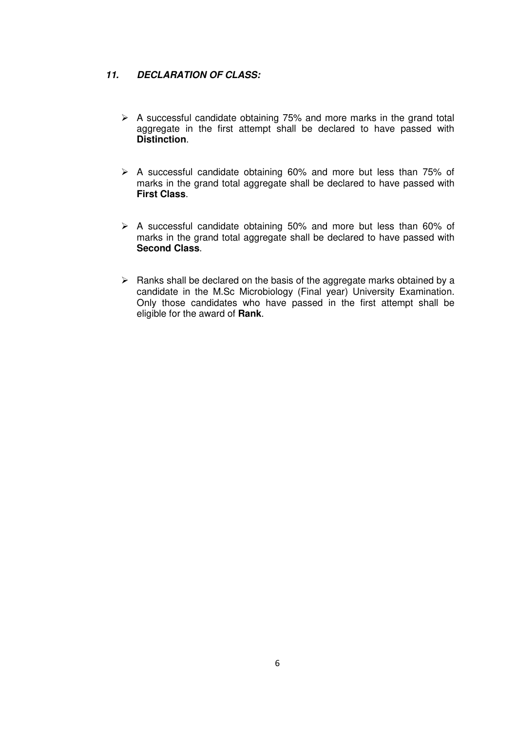## ***11. DECLARATION OF CLASS:***

- A successful candidate obtaining 75% and more marks in the grand total aggregate in the first attempt shall be declared to have passed with **Distinction**.

- A successful candidate obtaining 60% and more but less than 75% of marks in the grand total aggregate shall be declared to have passed with **First Class**.

- A successful candidate obtaining 50% and more but less than 60% of marks in the grand total aggregate shall be declared to have passed with **Second Class**.

- Ranks shall be declared on the basis of the aggregate marks obtained by a candidate in the M.Sc Microbiology (Final year) University Examination. Only those candidates who have passed in the first attempt shall be eligible for the award of **Rank**.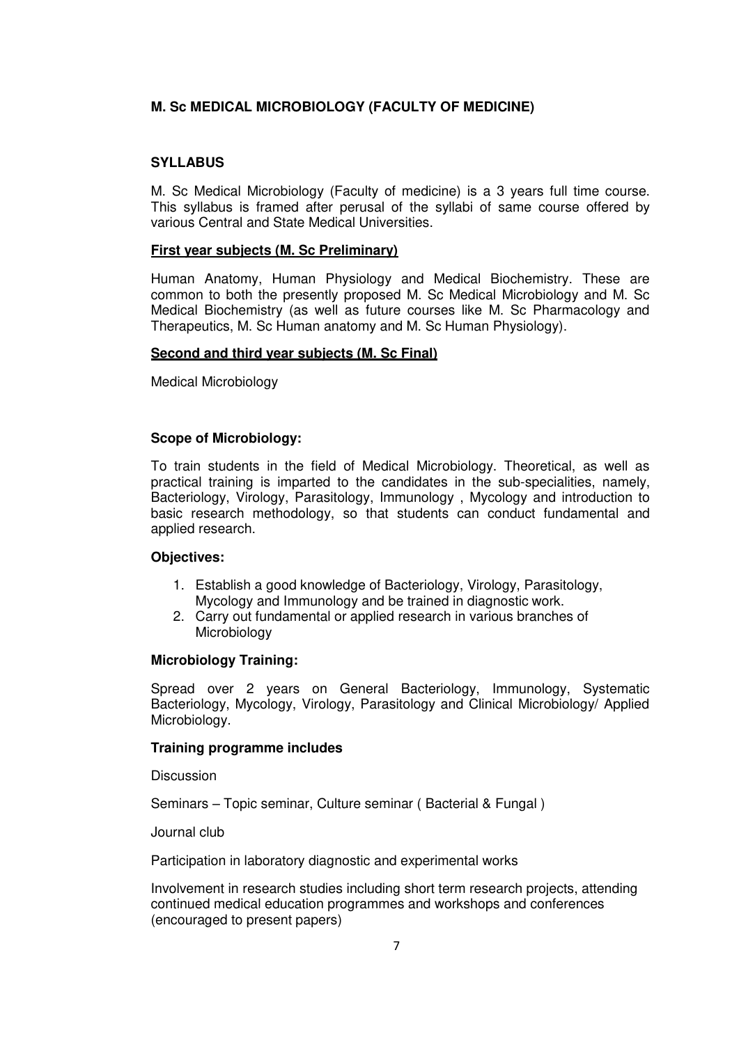## M. Sc MEDICAL MICROBIOLOGY (FACULTY OF MEDICINE)

### SYLLABUS

M. Sc Medical Microbiology (Faculty of medicine) is a 3 years full time course. This syllabus is framed after perusal of the syllabi of same course offered by various Central and State Medical Universities.

**First year subjects (M. Sc Preliminary)**

Human Anatomy, Human Physiology and Medical Biochemistry. These are common to both the presently proposed M. Sc Medical Microbiology and M. Sc Medical Biochemistry (as well as future courses like M. Sc Pharmacology and Therapeutics, M. Sc Human anatomy and M. Sc Human Physiology).

**Second and third year subjects (M. Sc Final)**

Medical Microbiology

**Scope of Microbiology:**

To train students in the field of Medical Microbiology. Theoretical, as well as practical training is imparted to the candidates in the sub-specialities, namely, Bacteriology, Virology, Parasitology, Immunology , Mycology and introduction to basic research methodology, so that students can conduct fundamental and applied research.

**Objectives:**

1. Establish a good knowledge of Bacteriology, Virology, Parasitology, Mycology and Immunology and be trained in diagnostic work.
2. Carry out fundamental or applied research in various branches of Microbiology

**Microbiology Training:**

Spread over 2 years on General Bacteriology, Immunology, Systematic Bacteriology, Mycology, Virology, Parasitology and Clinical Microbiology/ Applied Microbiology.

**Training programme includes**

Discussion

Seminars – Topic seminar, Culture seminar ( Bacterial & Fungal )

Journal club

Participation in laboratory diagnostic and experimental works

Involvement in research studies including short term research projects, attending continued medical education programmes and workshops and conferences (encouraged to present papers)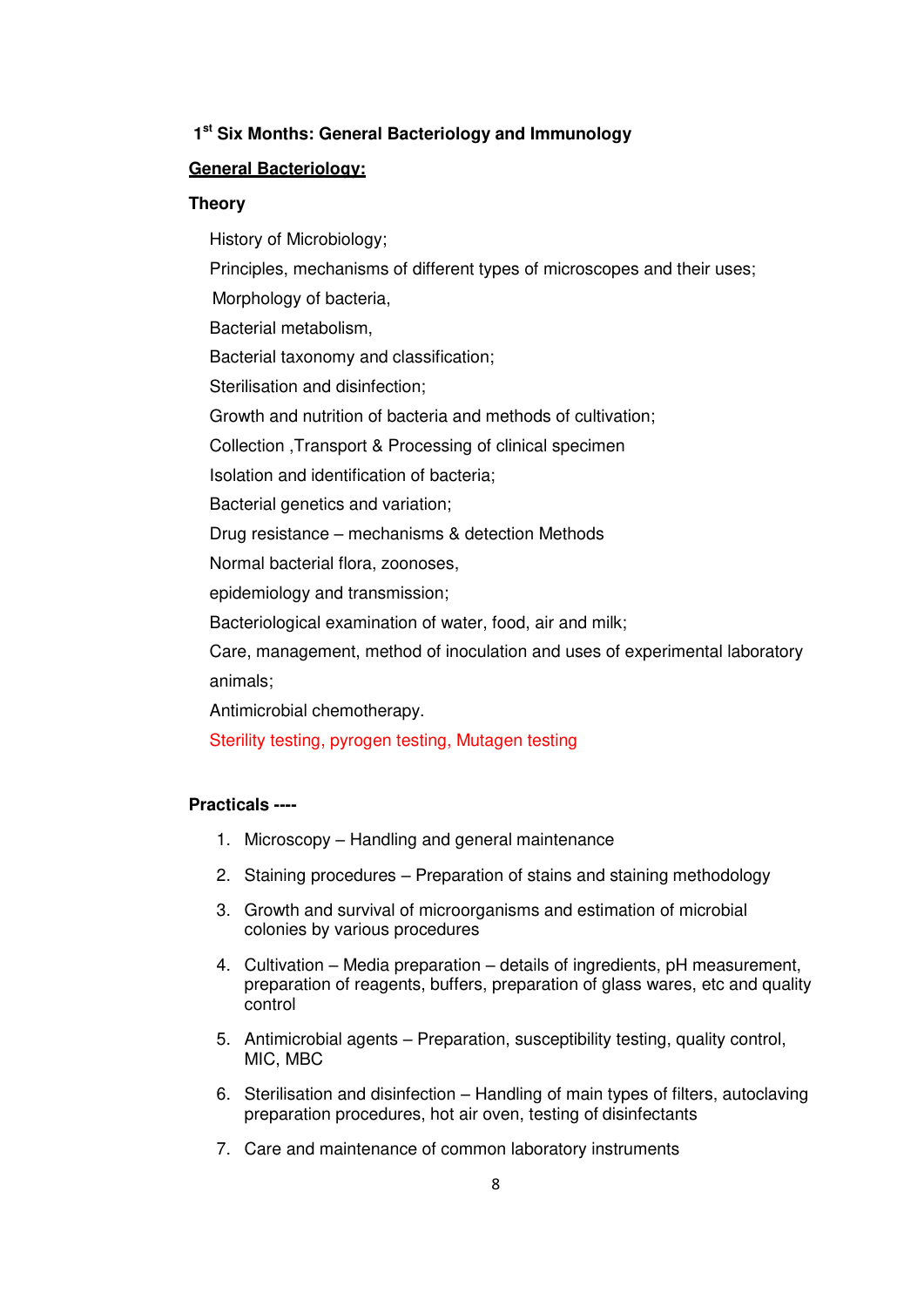### 1st Six Months: General Bacteriology and Immunology

**General Bacteriology:**

**Theory**

History of Microbiology;

Principles, mechanisms of different types of microscopes and their uses;

Morphology of bacteria,

Bacterial metabolism,

Bacterial taxonomy and classification;

Sterilisation and disinfection;

Growth and nutrition of bacteria and methods of cultivation;

Collection ,Transport & Processing of clinical specimen

Isolation and identification of bacteria;

Bacterial genetics and variation;

Drug resistance – mechanisms & detection Methods

Normal bacterial flora, zoonoses,

epidemiology and transmission;

Bacteriological examination of water, food, air and milk;

Care, management, method of inoculation and uses of experimental laboratory animals;

Antimicrobial chemotherapy.

Sterility testing, pyrogen testing, Mutagen testing

**Practicals ----**

1. Microscopy – Handling and general maintenance
2. Staining procedures – Preparation of stains and staining methodology
3. Growth and survival of microorganisms and estimation of microbial colonies by various procedures
4. Cultivation – Media preparation – details of ingredients, pH measurement, preparation of reagents, buffers, preparation of glass wares, etc and quality control
5. Antimicrobial agents – Preparation, susceptibility testing, quality control, MIC, MBC
6. Sterilisation and disinfection – Handling of main types of filters, autoclaving preparation procedures, hot air oven, testing of disinfectants
7. Care and maintenance of common laboratory instruments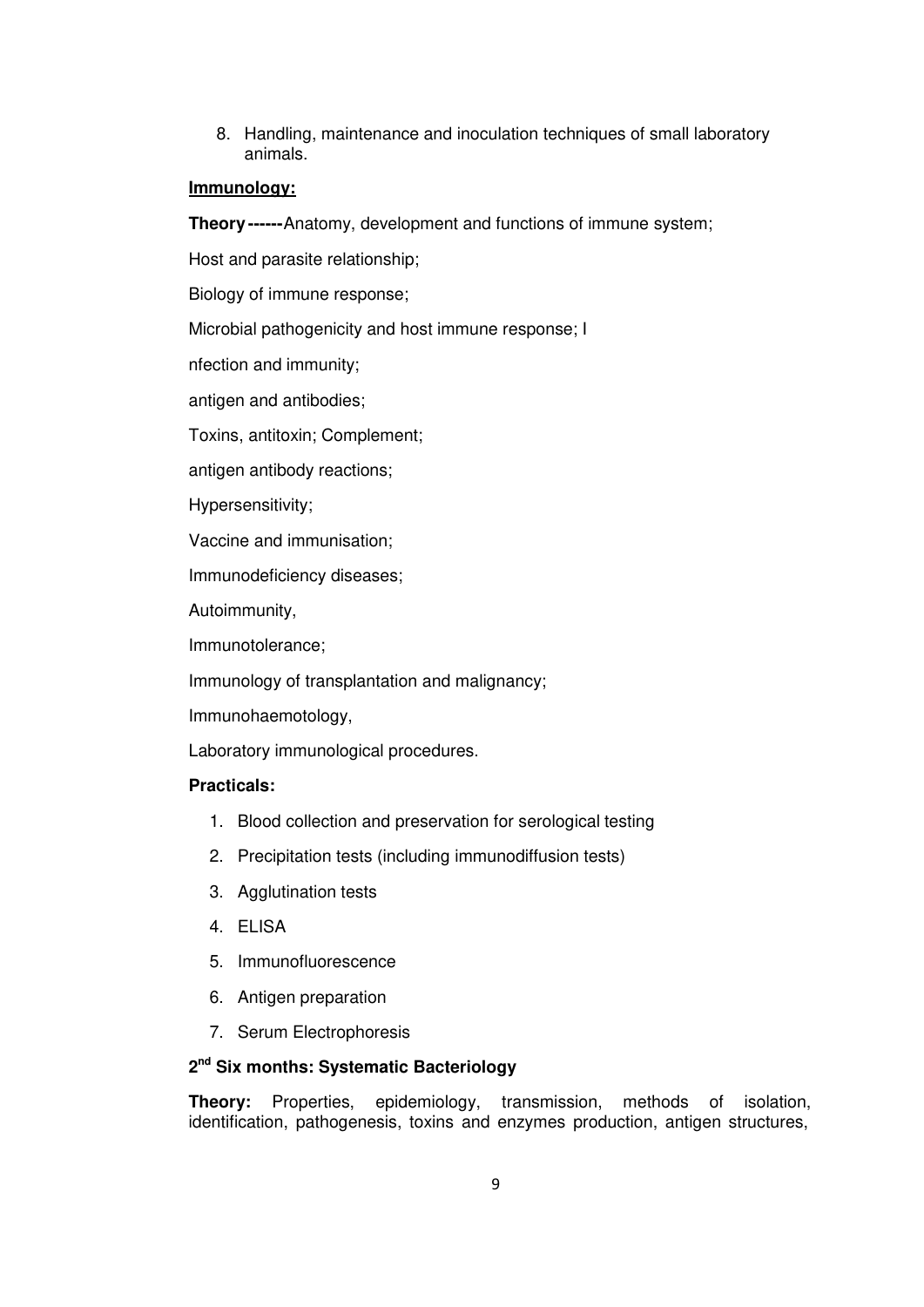8. Handling, maintenance and inoculation techniques of small laboratory animals.

**Immunology:**

**Theory------**Anatomy, development and functions of immune system;

Host and parasite relationship;

Biology of immune response;

Microbial pathogenicity and host immune response; I

nfection and immunity;

antigen and antibodies;

Toxins, antitoxin; Complement;

antigen antibody reactions;

Hypersensitivity;

Vaccine and immunisation;

Immunodeficiency diseases;

Autoimmunity,

Immunotolerance;

Immunology of transplantation and malignancy;

Immunohaemotology,

Laboratory immunological procedures.

**Practicals:**

1. Blood collection and preservation for serological testing
2. Precipitation tests (including immunodiffusion tests)
3. Agglutination tests
4. ELISA
5. Immunofluorescence
6. Antigen preparation
7. Serum Electrophoresis

**2nd Six months: Systematic Bacteriology**

**Theory:** Properties, epidemiology, transmission, methods of isolation, identification, pathogenesis, toxins and enzymes production, antigen structures,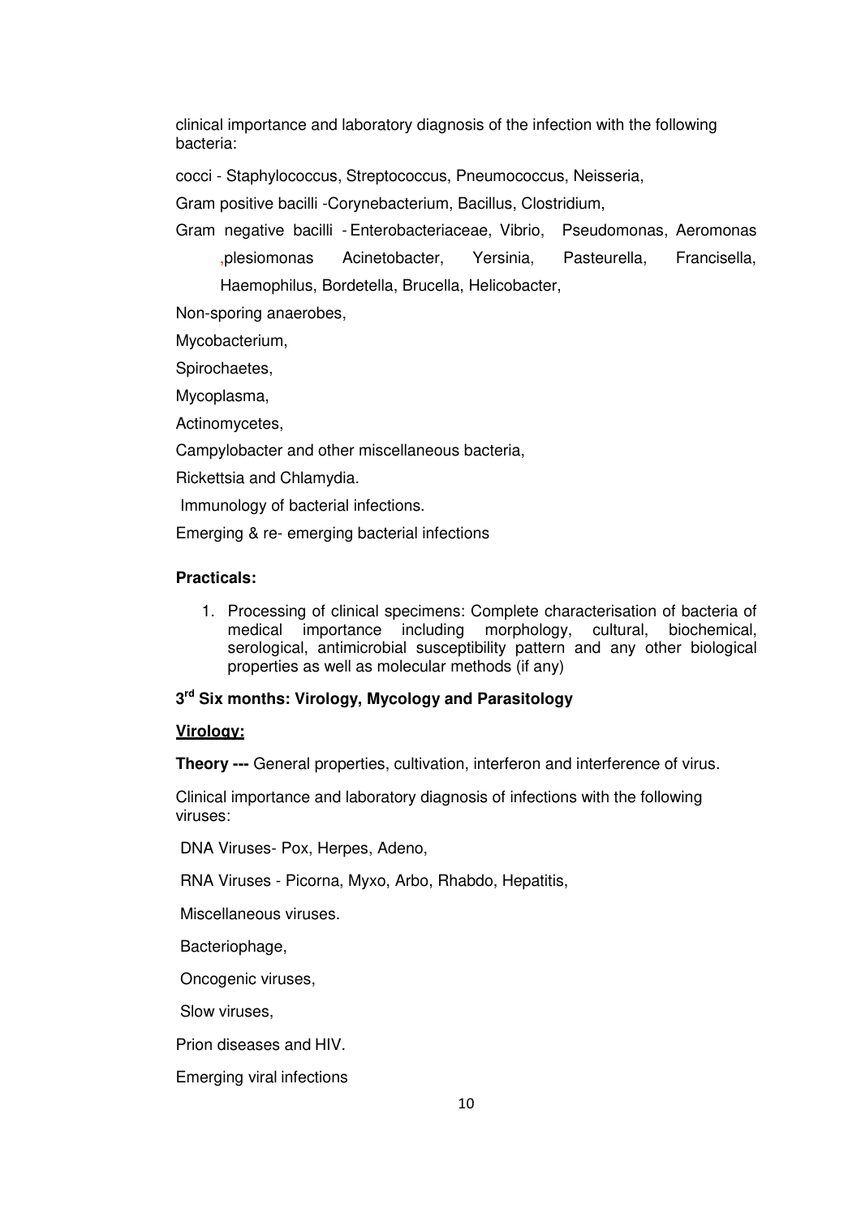clinical importance and laboratory diagnosis of the infection with the following bacteria:

cocci - Staphylococcus, Streptococcus, Pneumococcus, Neisseria,

Gram positive bacilli -Corynebacterium, Bacillus, Clostridium,

Gram negative bacilli - Enterobacteriaceae, Vibrio, Pseudomonas, Aeromonas ,plesiomonas Acinetobacter, Yersinia, Pasteurella, Francisella, Haemophilus, Bordetella, Brucella, Helicobacter,

Non-sporing anaerobes,

Mycobacterium,

Spirochaetes,

Mycoplasma,

Actinomycetes,

Campylobacter and other miscellaneous bacteria,

Rickettsia and Chlamydia.

Immunology of bacterial infections.

Emerging & re- emerging bacterial infections

**Practicals:**

1. Processing of clinical specimens: Complete characterisation of bacteria of medical importance including morphology, cultural, biochemical, serological, antimicrobial susceptibility pattern and any other biological properties as well as molecular methods (if any)

**3rd Six months: Virology, Mycology and Parasitology**

**Virology:**

**Theory ---** General properties, cultivation, interferon and interference of virus.

Clinical importance and laboratory diagnosis of infections with the following viruses:

DNA Viruses- Pox, Herpes, Adeno,

RNA Viruses - Picorna, Myxo, Arbo, Rhabdo, Hepatitis,

Miscellaneous viruses.

Bacteriophage,

Oncogenic viruses,

Slow viruses,

Prion diseases and HIV.

Emerging viral infections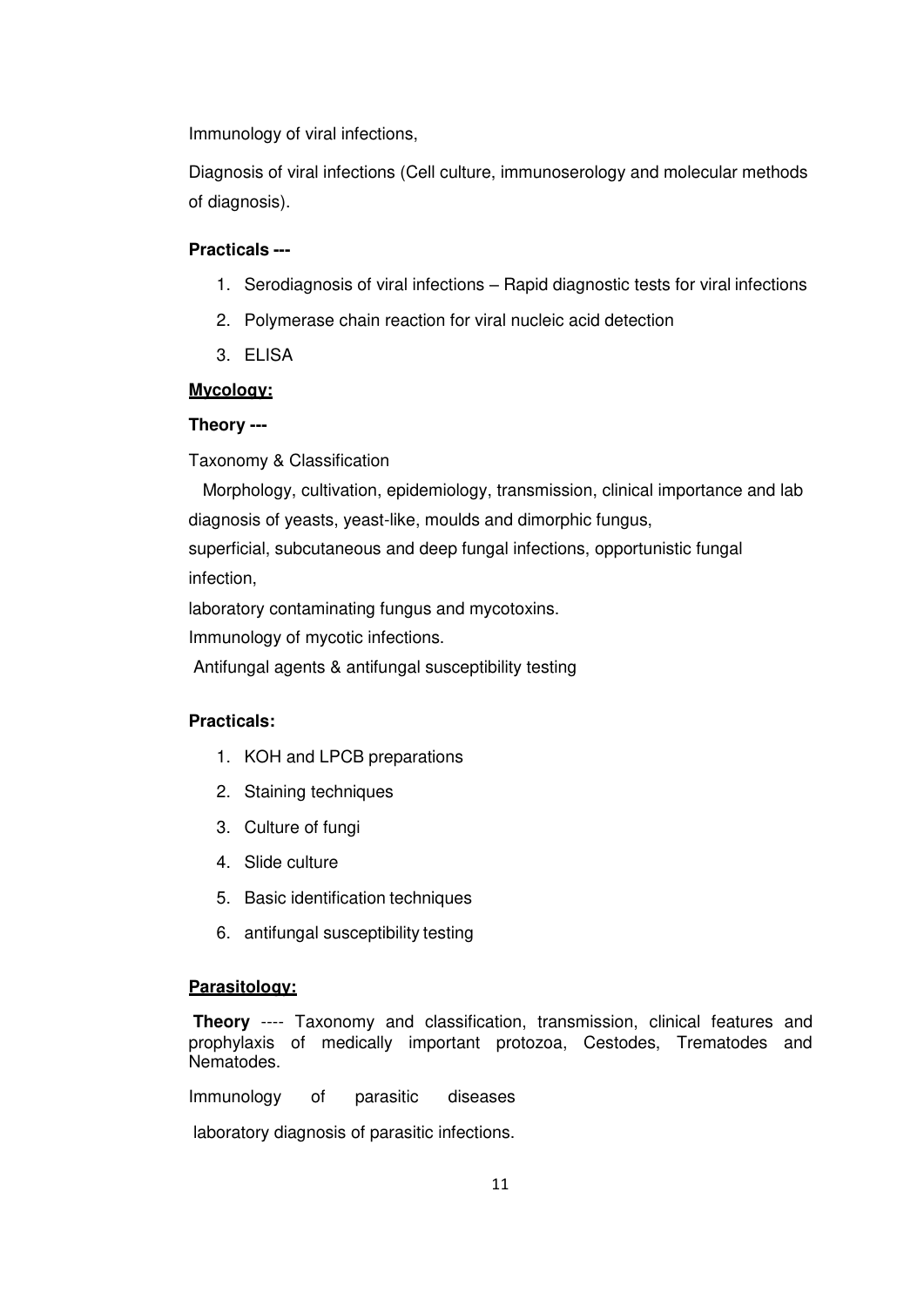Immunology of viral infections,

Diagnosis of viral infections (Cell culture, immunoserology and molecular methods of diagnosis).

**Practicals ---**

1. Serodiagnosis of viral infections – Rapid diagnostic tests for viral infections
2. Polymerase chain reaction for viral nucleic acid detection
3. ELISA

**Mycology:**

**Theory ---**

Taxonomy & Classification

Morphology, cultivation, epidemiology, transmission, clinical importance and lab diagnosis of yeasts, yeast-like, moulds and dimorphic fungus,

superficial, subcutaneous and deep fungal infections, opportunistic fungal infection,

laboratory contaminating fungus and mycotoxins.

Immunology of mycotic infections.

Antifungal agents & antifungal susceptibility testing

**Practicals:**

1. KOH and LPCB preparations
2. Staining techniques
3. Culture of fungi
4. Slide culture
5. Basic identification techniques
6. antifungal susceptibility testing

**Parasitology:**

**Theory** ---- Taxonomy and classification, transmission, clinical features and prophylaxis of medically important protozoa, Cestodes, Trematodes and Nematodes.

Immunology of parasitic diseases

laboratory diagnosis of parasitic infections.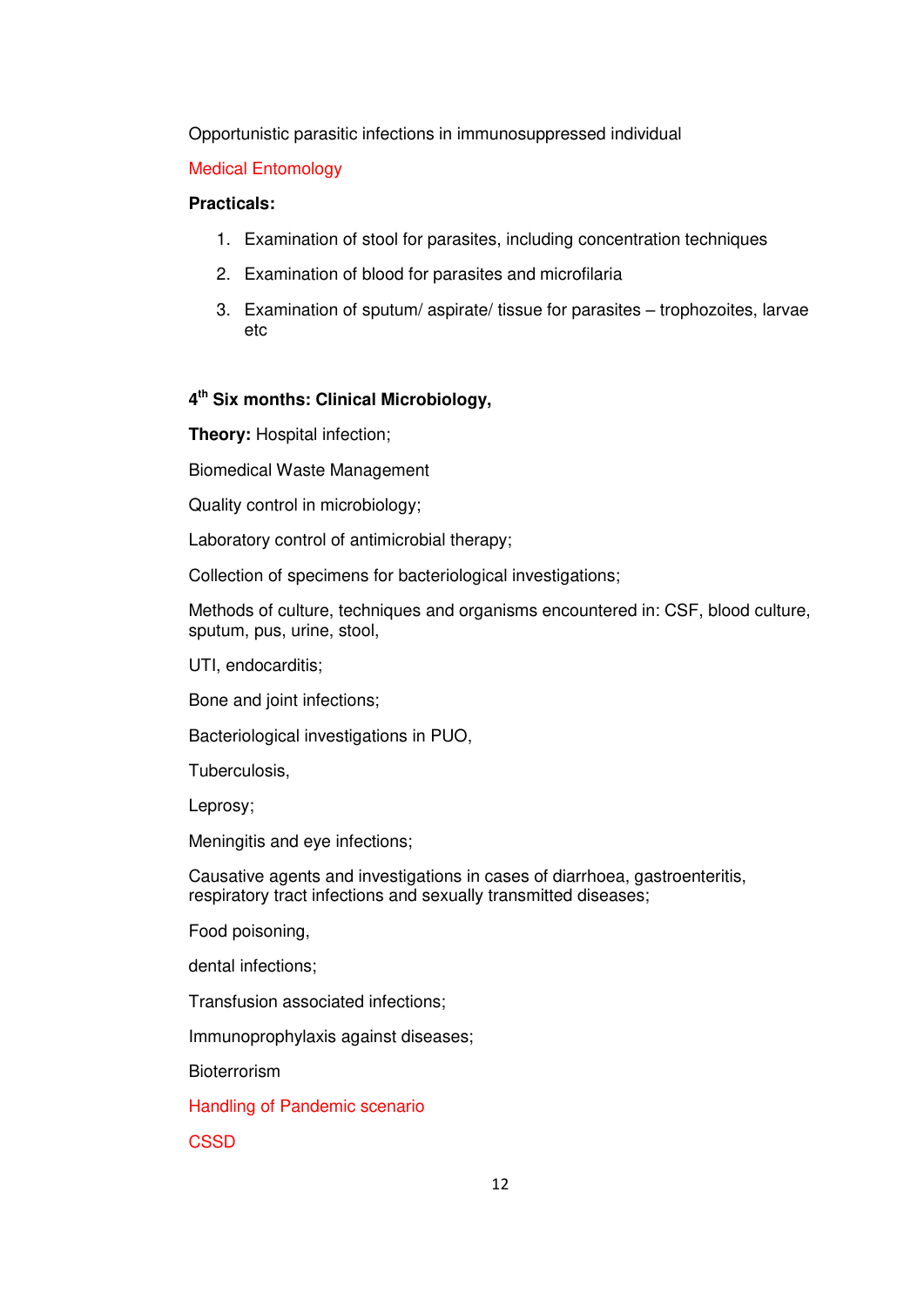Opportunistic parasitic infections in immunosuppressed individual

Medical Entomology

**Practicals:**

1. Examination of stool for parasites, including concentration techniques
2. Examination of blood for parasites and microfilaria
3. Examination of sputum/ aspirate/ tissue for parasites – trophozoites, larvae etc

**4th Six months: Clinical Microbiology,**

**Theory:** Hospital infection;

Biomedical Waste Management

Quality control in microbiology;

Laboratory control of antimicrobial therapy;

Collection of specimens for bacteriological investigations;

Methods of culture, techniques and organisms encountered in: CSF, blood culture, sputum, pus, urine, stool,

UTI, endocarditis;

Bone and joint infections;

Bacteriological investigations in PUO,

Tuberculosis,

Leprosy;

Meningitis and eye infections;

Causative agents and investigations in cases of diarrhoea, gastroenteritis, respiratory tract infections and sexually transmitted diseases;

Food poisoning,

dental infections;

Transfusion associated infections;

Immunoprophylaxis against diseases;

Bioterrorism

Handling of Pandemic scenario

CSSD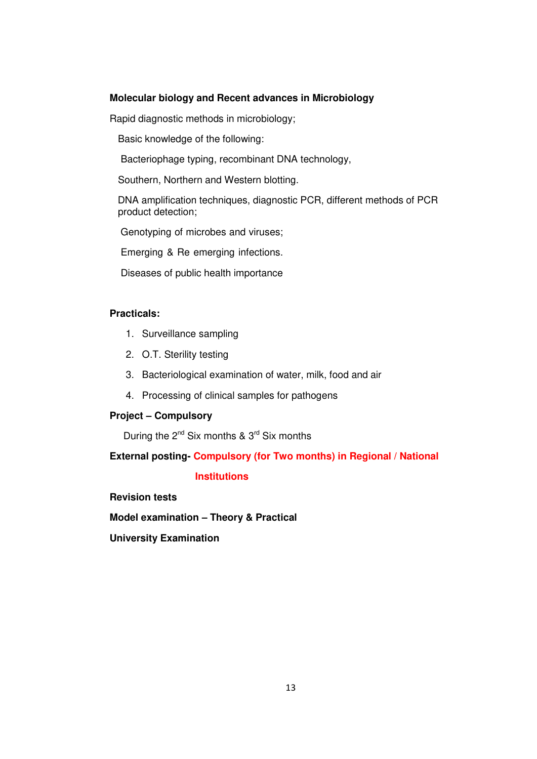**Molecular biology and Recent advances in Microbiology**

Rapid diagnostic methods in microbiology;

Basic knowledge of the following:

Bacteriophage typing, recombinant DNA technology,

Southern, Northern and Western blotting.

DNA amplification techniques, diagnostic PCR, different methods of PCR product detection;

Genotyping of microbes and viruses;

Emerging & Re emerging infections.

Diseases of public health importance

**Practicals:**

1. Surveillance sampling
2. O.T. Sterility testing
3. Bacteriological examination of water, milk, food and air
4. Processing of clinical samples for pathogens

**Project – Compulsory**

During the 2nd Six months & 3rd Six months

**External posting- Compulsory (for Two months) in Regional / National Institutions**

**Revision tests**

**Model examination – Theory & Practical**

**University Examination**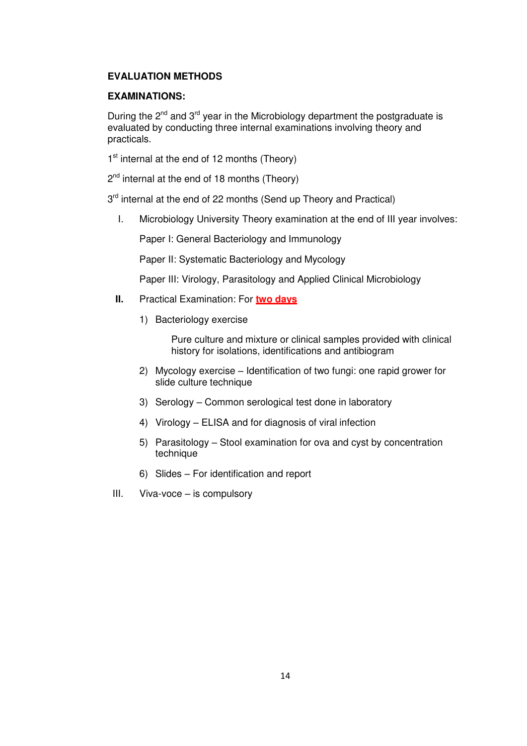**EVALUATION METHODS**

**EXAMINATIONS:**

During the 2nd and 3rd year in the Microbiology department the postgraduate is evaluated by conducting three internal examinations involving theory and practicals.

1st internal at the end of 12 months (Theory)

2nd internal at the end of 18 months (Theory)

3rd internal at the end of 22 months (Send up Theory and Practical)

I. Microbiology University Theory examination at the end of III year involves:

   Paper I: General Bacteriology and Immunology

   Paper II: Systematic Bacteriology and Mycology

   Paper III: Virology, Parasitology and Applied Clinical Microbiology

**II.** Practical Examination: For **two days**

   1) Bacteriology exercise

      Pure culture and mixture or clinical samples provided with clinical history for isolations, identifications and antibiogram

   2) Mycology exercise – Identification of two fungi: one rapid grower for slide culture technique

   3) Serology – Common serological test done in laboratory

   4) Virology – ELISA and for diagnosis of viral infection

   5) Parasitology – Stool examination for ova and cyst by concentration technique

   6) Slides – For identification and report

III. Viva-voce – is compulsory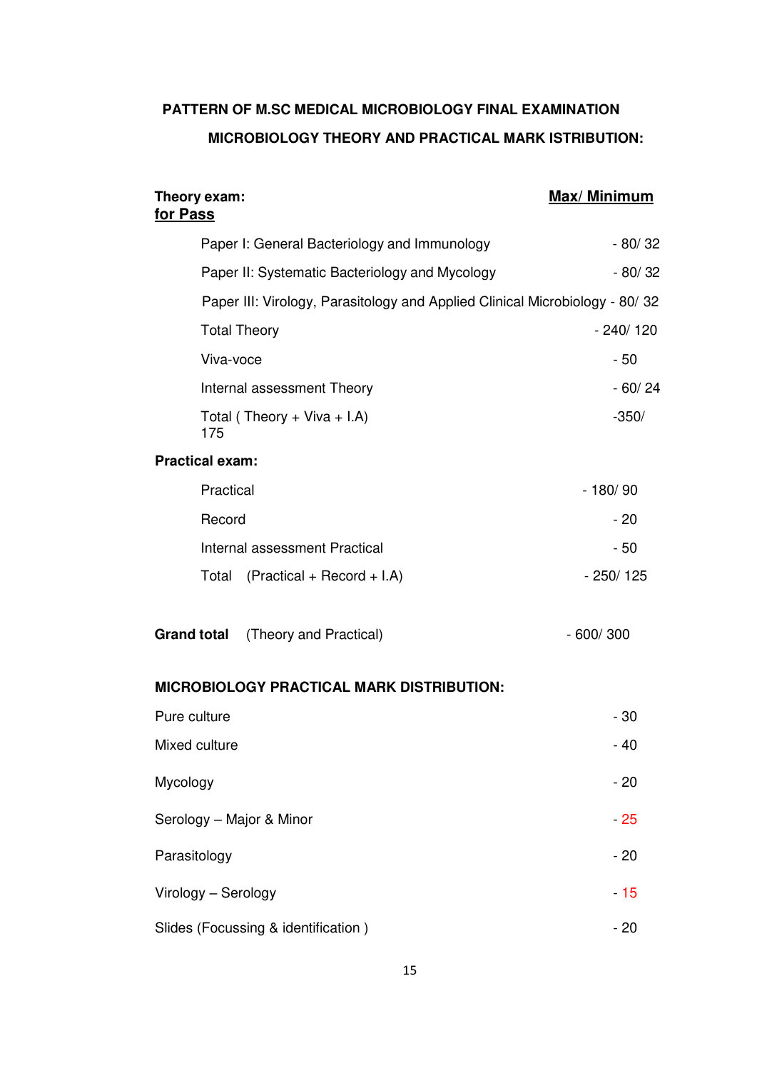**PATTERN OF M.SC MEDICAL MICROBIOLOGY FINAL EXAMINATION**

**MICROBIOLOGY THEORY AND PRACTICAL MARK ISTRIBUTION:**

| **Theory exam:** | **Max/ Minimum for Pass** |
|---|---|
| Paper I: General Bacteriology and Immunology | - 80/ 32 |
| Paper II: Systematic Bacteriology and Mycology | - 80/ 32 |
| Paper III: Virology, Parasitology and Applied Clinical Microbiology | - 80/ 32 |
| Total Theory | - 240/ 120 |
| Viva-voce | - 50 |
| Internal assessment Theory | - 60/ 24 |
| Total ( Theory + Viva + I.A) | -350/ 175 |
| **Practical exam:** | |
| Practical | - 180/ 90 |
| Record | - 20 |
| Internal assessment Practical | - 50 |
| Total (Practical + Record + I.A) | - 250/ 125 |
| **Grand total** (Theory and Practical) | - 600/ 300 |

**MICROBIOLOGY PRACTICAL MARK DISTRIBUTION:**

| | |
|---|---|
| Pure culture | - 30 |
| Mixed culture | - 40 |
| Mycology | - 20 |
| Serology – Major & Minor | - 25 |
| Parasitology | - 20 |
| Virology – Serology | - 15 |
| Slides (Focussing & identification ) | - 20 |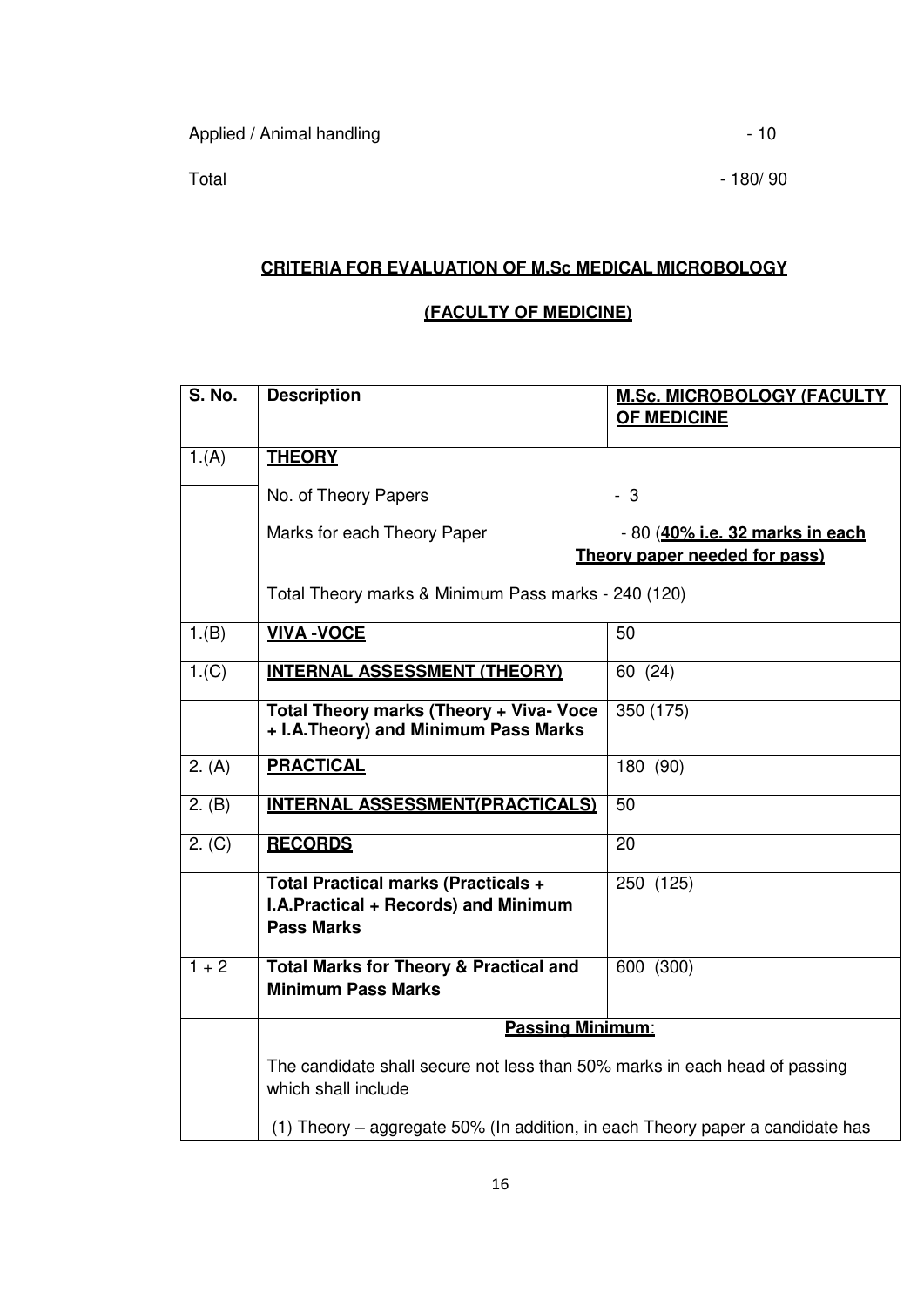Applied / Animal handling - 10

Total - 180/ 90

**CRITERIA FOR EVALUATION OF M.Sc MEDICAL MICROBOLOGY**

**(FACULTY OF MEDICINE)**

| S. No. | Description | M.Sc. MICROBOLOGY (FACULTY OF MEDICINE |
|---|---|---|
| 1.(A) | **THEORY** | |
| | No. of Theory Papers | - 3 |
| | Marks for each Theory Paper | - 80 (**40% i.e. 32 marks in each Theory paper needed for pass)** |
| | Total Theory marks & Minimum Pass marks - 240 (120) | |
| 1.(B) | **VIVA -VOCE** | 50 |
| 1.(C) | **INTERNAL ASSESSMENT (THEORY)** | 60 (24) |
| | **Total Theory marks (Theory + Viva- Voce + I.A.Theory) and Minimum Pass Marks** | 350 (175) |
| 2. (A) | **PRACTICAL** | 180 (90) |
| 2. (B) | **INTERNAL ASSESSMENT(PRACTICALS)** | 50 |
| 2. (C) | **RECORDS** | 20 |
| | **Total Practical marks (Practicals + I.A.Practical + Records) and Minimum Pass Marks** | 250 (125) |
| 1 + 2 | **Total Marks for Theory & Practical and Minimum Pass Marks** | 600 (300) |
| | **Passing Minimum**:<br><br>The candidate shall secure not less than 50% marks in each head of passing which shall include<br><br>(1) Theory – aggregate 50% (In addition, in each Theory paper a candidate has | |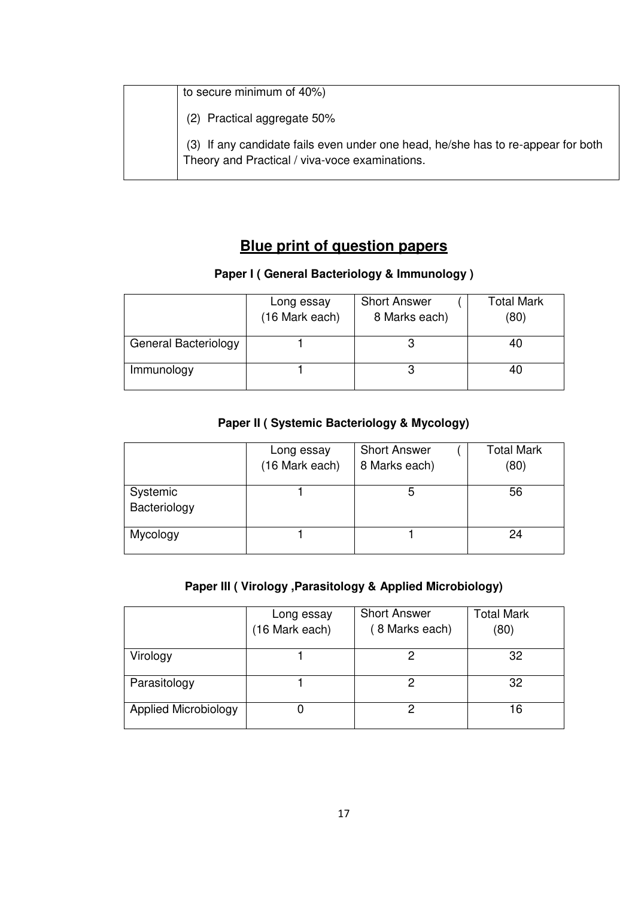| | to secure minimum of 40%)<br><br>(2) Practical aggregate 50%<br><br>(3) If any candidate fails even under one head, he/she has to re-appear for both Theory and Practical / viva-voce examinations. |
|---|---|

## Blue print of question papers

### Paper I ( General Bacteriology & Immunology )

| | Long essay (16 Mark each) | Short Answer ( 8 Marks each) | Total Mark (80) |
|---|---|---|---|
| General Bacteriology | 1 | 3 | 40 |
| Immunology | 1 | 3 | 40 |

### Paper II ( Systemic Bacteriology & Mycology)

| | Long essay (16 Mark each) | Short Answer ( 8 Marks each) | Total Mark (80) |
|---|---|---|---|
| Systemic Bacteriology | 1 | 5 | 56 |
| Mycology | 1 | 1 | 24 |

### Paper III ( Virology ,Parasitology & Applied Microbiology)

| | Long essay (16 Mark each) | Short Answer ( 8 Marks each) | Total Mark (80) |
|---|---|---|---|
| Virology | 1 | 2 | 32 |
| Parasitology | 1 | 2 | 32 |
| Applied Microbiology | 0 | 2 | 16 |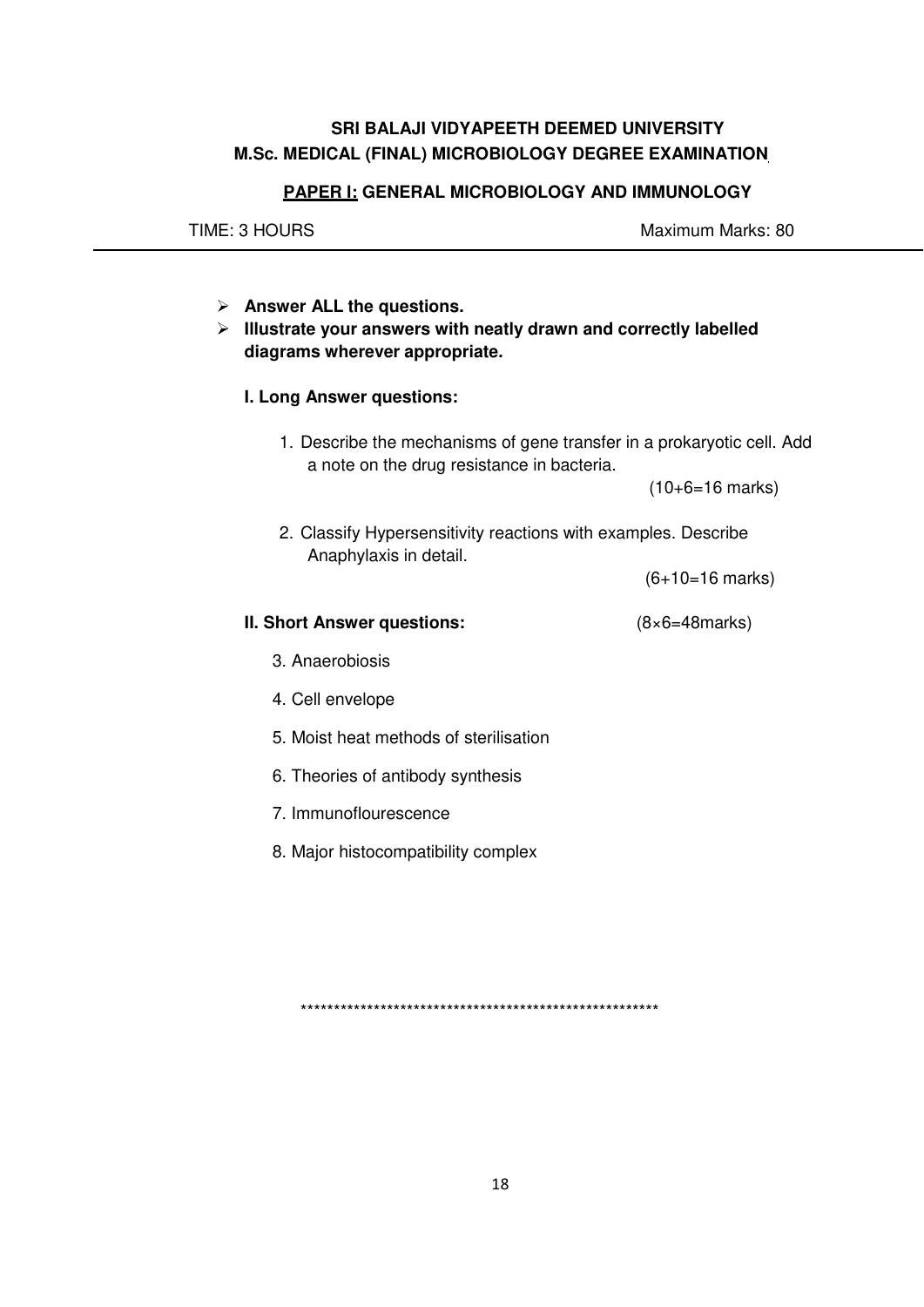**SRI BALAJI VIDYAPEETH DEEMED UNIVERSITY**

**M.Sc. MEDICAL (FINAL) MICROBIOLOGY DEGREE EXAMINATION**

**PAPER I: GENERAL MICROBIOLOGY AND IMMUNOLOGY**

TIME: 3 HOURS Maximum Marks: 80

---

- **Answer ALL the questions.**
- **Illustrate your answers with neatly drawn and correctly labelled diagrams wherever appropriate.**

**I. Long Answer questions:**

1. Describe the mechanisms of gene transfer in a prokaryotic cell. Add a note on the drug resistance in bacteria.

   (10+6=16 marks)

2. Classify Hypersensitivity reactions with examples. Describe Anaphylaxis in detail.

   (6+10=16 marks)

**II. Short Answer questions:** (8×6=48marks)

3. Anaerobiosis
4. Cell envelope
5. Moist heat methods of sterilisation
6. Theories of antibody synthesis
7. Immunoflourescence
8. Major histocompatibility complex

*****************************************************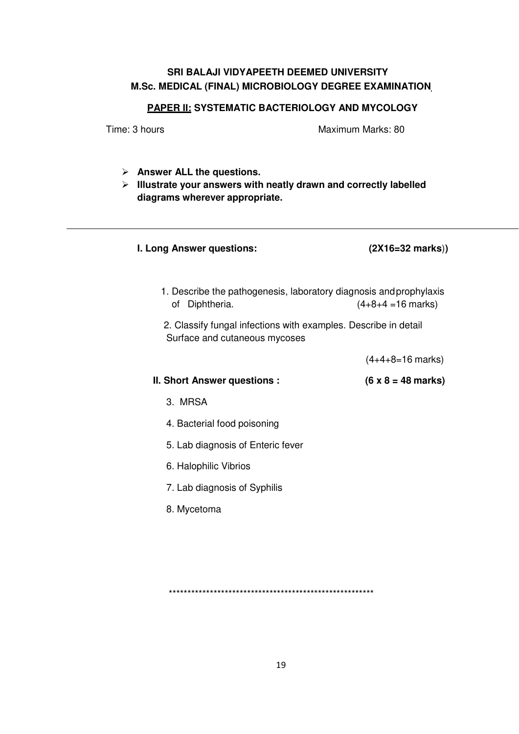**SRI BALAJI VIDYAPEETH DEEMED UNIVERSITY**
**M.Sc. MEDICAL (FINAL) MICROBIOLOGY DEGREE EXAMINATION**

**PAPER II: SYSTEMATIC BACTERIOLOGY AND MYCOLOGY**

Time: 3 hours Maximum Marks: 80

- **Answer ALL the questions.**
- **Illustrate your answers with neatly drawn and correctly labelled diagrams wherever appropriate.**

---

**I. Long Answer questions: (2X16=32 marks))**

1. Describe the pathogenesis, laboratory diagnosis and prophylaxis of Diphtheria. (4+8+4 =16 marks)

2. Classify fungal infections with examples. Describe in detail Surface and cutaneous mycoses

(4+4+8=16 marks)

**II. Short Answer questions : (6 x 8 = 48 marks)**

3. MRSA
4. Bacterial food poisoning
5. Lab diagnosis of Enteric fever
6. Halophilic Vibrios
7. Lab diagnosis of Syphilis
8. Mycetoma

*******************************************************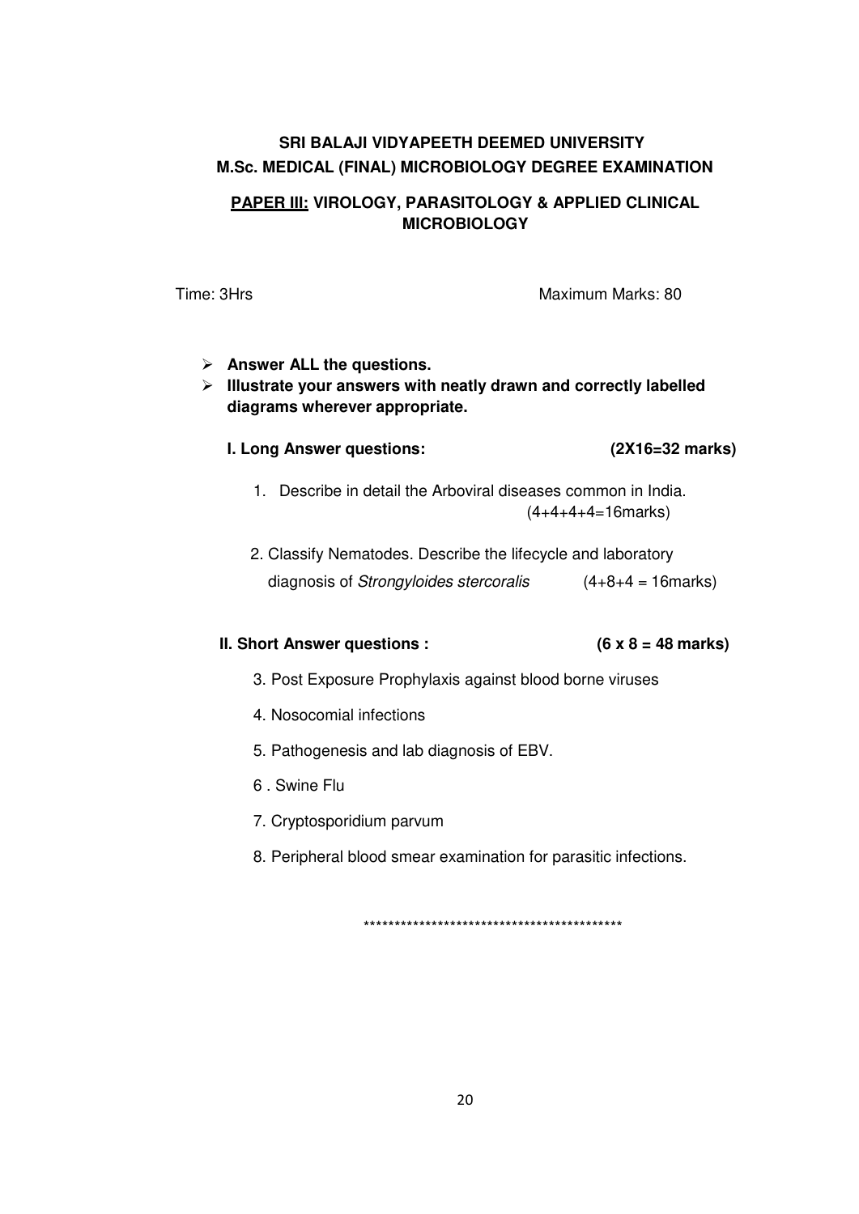# SRI BALAJI VIDYAPEETH DEEMED UNIVERSITY
## M.Sc. MEDICAL (FINAL) MICROBIOLOGY DEGREE EXAMINATION

### PAPER III: VIROLOGY, PARASITOLOGY & APPLIED CLINICAL MICROBIOLOGY

Time: 3Hrs                                        Maximum Marks: 80

- **Answer ALL the questions.**
- **Illustrate your answers with neatly drawn and correctly labelled diagrams wherever appropriate.**

**I. Long Answer questions:** **(2X16=32 marks)**

1. Describe in detail the Arboviral diseases common in India. (4+4+4+4=16marks)

2. Classify Nematodes. Describe the lifecycle and laboratory diagnosis of *Strongyloides stercoralis* (4+8+4 = 16marks)

**II. Short Answer questions :** **(6 x 8 = 48 marks)**

3. Post Exposure Prophylaxis against blood borne viruses

4. Nosocomial infections

5. Pathogenesis and lab diagnosis of EBV.

6 . Swine Flu

7. Cryptosporidium parvum

8. Peripheral blood smear examination for parasitic infections.

******************************************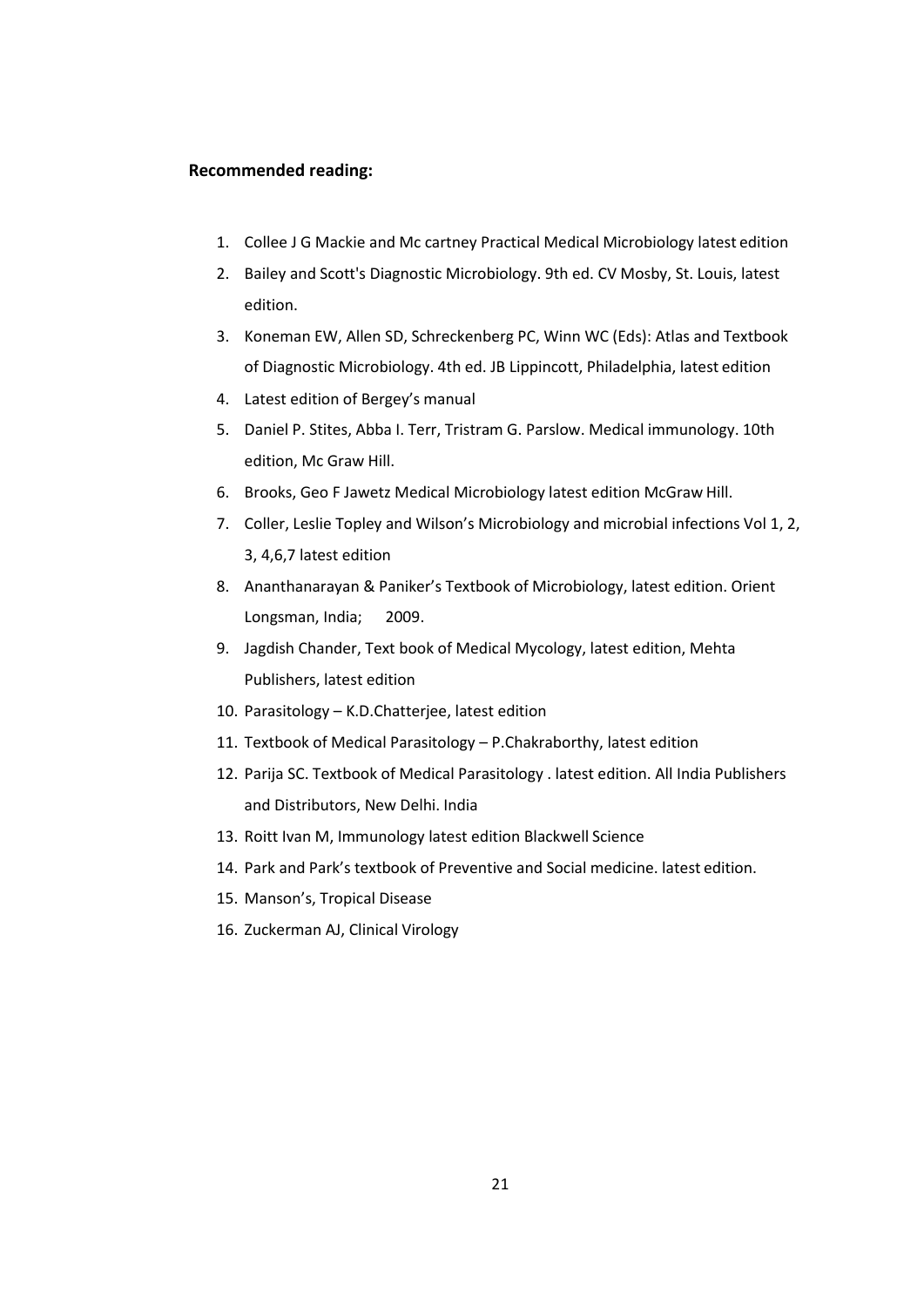**Recommended reading:**

1. Collee J G Mackie and Mc cartney Practical Medical Microbiology latest edition
2. Bailey and Scott's Diagnostic Microbiology. 9th ed. CV Mosby, St. Louis, latest edition.
3. Koneman EW, Allen SD, Schreckenberg PC, Winn WC (Eds): Atlas and Textbook of Diagnostic Microbiology. 4th ed. JB Lippincott, Philadelphia, latest edition
4. Latest edition of Bergey's manual
5. Daniel P. Stites, Abba I. Terr, Tristram G. Parslow. Medical immunology. 10th edition, Mc Graw Hill.
6. Brooks, Geo F Jawetz Medical Microbiology latest edition McGraw Hill.
7. Coller, Leslie Topley and Wilson's Microbiology and microbial infections Vol 1, 2, 3, 4,6,7 latest edition
8. Ananthanarayan & Paniker's Textbook of Microbiology, latest edition. Orient Longsman, India; 2009.
9. Jagdish Chander, Text book of Medical Mycology, latest edition, Mehta Publishers, latest edition
10. Parasitology – K.D.Chatterjee, latest edition
11. Textbook of Medical Parasitology – P.Chakraborthy, latest edition
12. Parija SC. Textbook of Medical Parasitology . latest edition. All India Publishers and Distributors, New Delhi. India
13. Roitt Ivan M, Immunology latest edition Blackwell Science
14. Park and Park's textbook of Preventive and Social medicine. latest edition.
15. Manson's, Tropical Disease
16. Zuckerman AJ, Clinical Virology